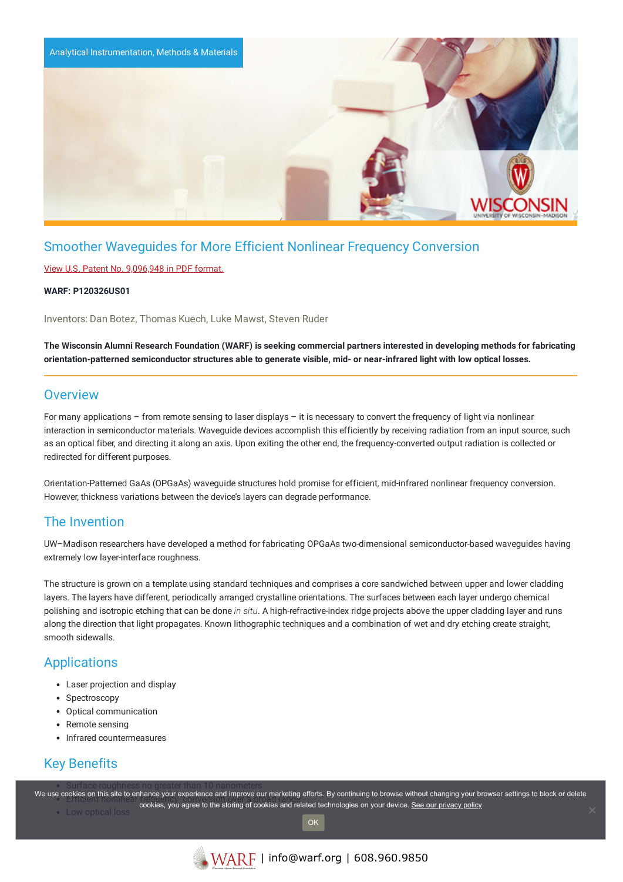Analytical Instrumentation, Methods & Materials

# Smoother Waveguides for More Efficient Nonlinear Frequency Conversion

View U.S. Patent No. 9,096,948 in PDF format.

**WARF: P120326US01**

Inventors: Dan Botez, Thomas Kuech, Luke Mawst, Steven Ruder

**The Wisconsin Alumni Research Foundation (WARF) is seeking commercial partners interested in developing methods for fabricating orientation-patterned semiconductor structures able to generate visible, mid- or near-infrared light with low optical losses.**

## Overview

For many applications – from remote sensing to laser displays – it is necessary to convert the frequency of light via nonlinear interaction in semiconductor materials. Waveguide devices accomplish this efficiently by receiving radiation from an input source, such as an optical fiber, and directing it along an axis. Upon exiting the other end, the frequency-converted output radiation is collected or redirected for different purposes.

Orientation-Patterned GaAs (OPGaAs) waveguide structures hold promise for efficient, mid-infrared nonlinear frequency conversion. However, thickness variations between the device's layers can degrade performance.

## The Invention

UW–Madison researchers have developed a method for fabricating OPGaAs two-dimensional semiconductor-based waveguides having extremely low layer-interface roughness.

The structure is grown on a template using standard techniques and comprises a core sandwiched between upper and lower cladding layers. The layers have different, periodically arranged crystalline orientations. The surfaces between each layer undergo chemical polishing and isotropic etching that can be done *in situ*. A high-refractive-index ridge projects above the upper cladding layer and runs along the direction that light propagates. Known lithographic techniques and a combination of wet and dry etching create straight, smooth sidewalls.

## Applications

- Laser projection and display
- Spectroscopy
- Optical communication
- Remote sensing
- Infrared countermeasures

## Key Benefits

- Surface roughness no greater than 10 nanometers
- Efficient nonlinear frequency conversion over a broad range
- Low optical loss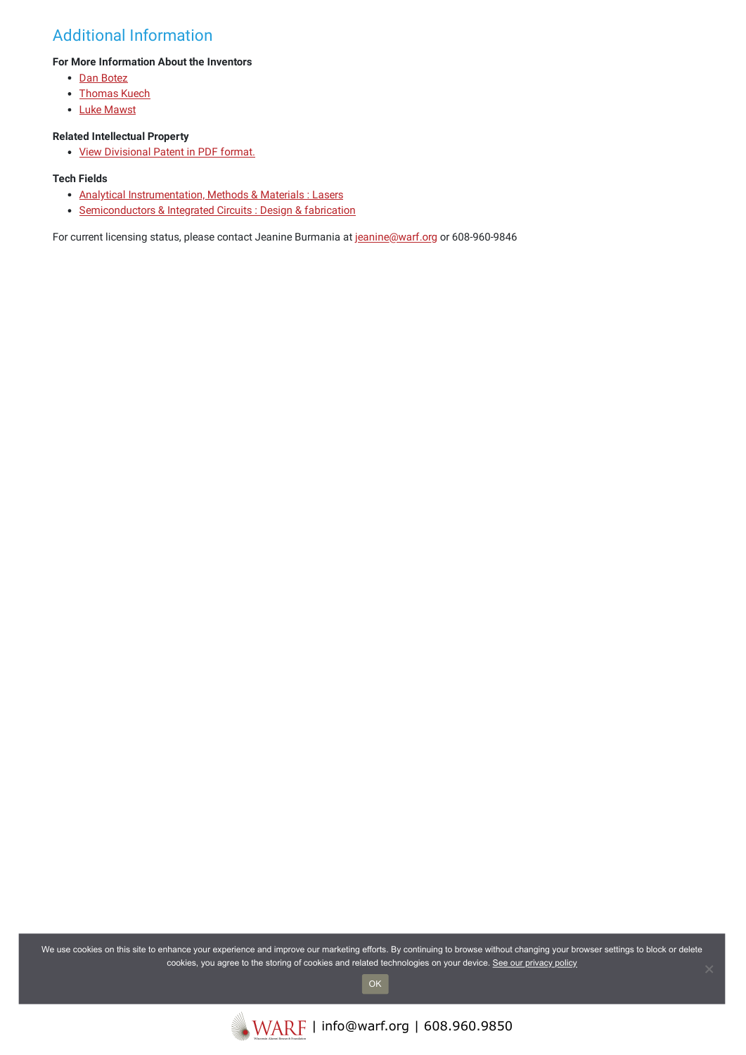## Additional Information

**For More Information About the Inventors**

- Dan Botez
- Thomas Kuech
- Luke Mawst

**Related Intellectual Property**

- View Divisional Patent in PDF format.

**Tech Fields**

- Analytical Instrumentation, Methods & Materials : Lasers
- Semiconductors & Integrated Circuits : Design & fabrication

For current licensing status, please contact Jeanine Burmania at jeanine@warf.org or 608-960-9846

We use cookies on this site to enhance your experience and improve our marketing efforts. By continuing to browse without changing your browser settings to block or delete cookies, you agree to the storing of cookies and related technologies on your device. See our privacy policy

OK

WARF | info@warf.org | 608.960.9850